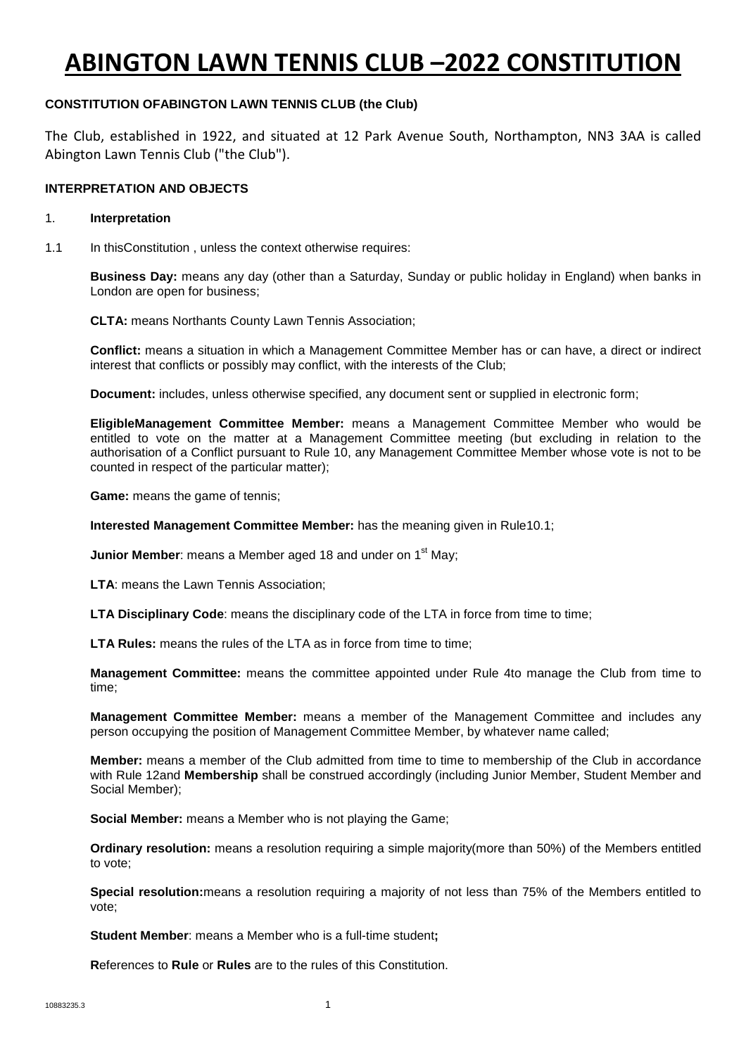# ABINGTON LAWN TENNIS CLUB –2022 CONSTITUTION

**CONSTITUTION OFABINGTON LAWN TENNIS CLUB (the Club)**

The Club, established in 1922, and situated at 12 Park Avenue South, Northampton, NN3 3AA is called Abington Lawn Tennis Club ("the Club").

**INTERPRETATION AND OBJECTS**

1. **Interpretation**

1.1 In thisConstitution , unless the context otherwise requires:

**Business Day:** means any day (other than a Saturday, Sunday or public holiday in England) when banks in London are open for business;

**CLTA:** means Northants County Lawn Tennis Association;

**Conflict:** means a situation in which a Management Committee Member has or can have, a direct or indirect interest that conflicts or possibly may conflict, with the interests of the Club;

**Document:** includes, unless otherwise specified, any document sent or supplied in electronic form;

**EligibleManagement Committee Member:** means a Management Committee Member who would be entitled to vote on the matter at a Management Committee meeting (but excluding in relation to the authorisation of a Conflict pursuant to Rule 10, any Management Committee Member whose vote is not to be counted in respect of the particular matter);

**Game:** means the game of tennis;

**Interested Management Committee Member:** has the meaning given in Rule10.1;

**Junior Member**: means a Member aged 18 and under on 1st May;

**LTA**: means the Lawn Tennis Association;

**LTA Disciplinary Code**: means the disciplinary code of the LTA in force from time to time;

**LTA Rules:** means the rules of the LTA as in force from time to time;

**Management Committee:** means the committee appointed under Rule 4to manage the Club from time to time;

**Management Committee Member:** means a member of the Management Committee and includes any person occupying the position of Management Committee Member, by whatever name called;

**Member:** means a member of the Club admitted from time to time to membership of the Club in accordance with Rule 12and **Membership** shall be construed accordingly (including Junior Member, Student Member and Social Member);

**Social Member:** means a Member who is not playing the Game;

**Ordinary resolution:** means a resolution requiring a simple majority(more than 50%) of the Members entitled to vote;

**Special resolution:**means a resolution requiring a majority of not less than 75% of the Members entitled to vote;

**Student Member**: means a Member who is a full-time student**;**

**R**eferences to **Rule** or **Rules** are to the rules of this Constitution.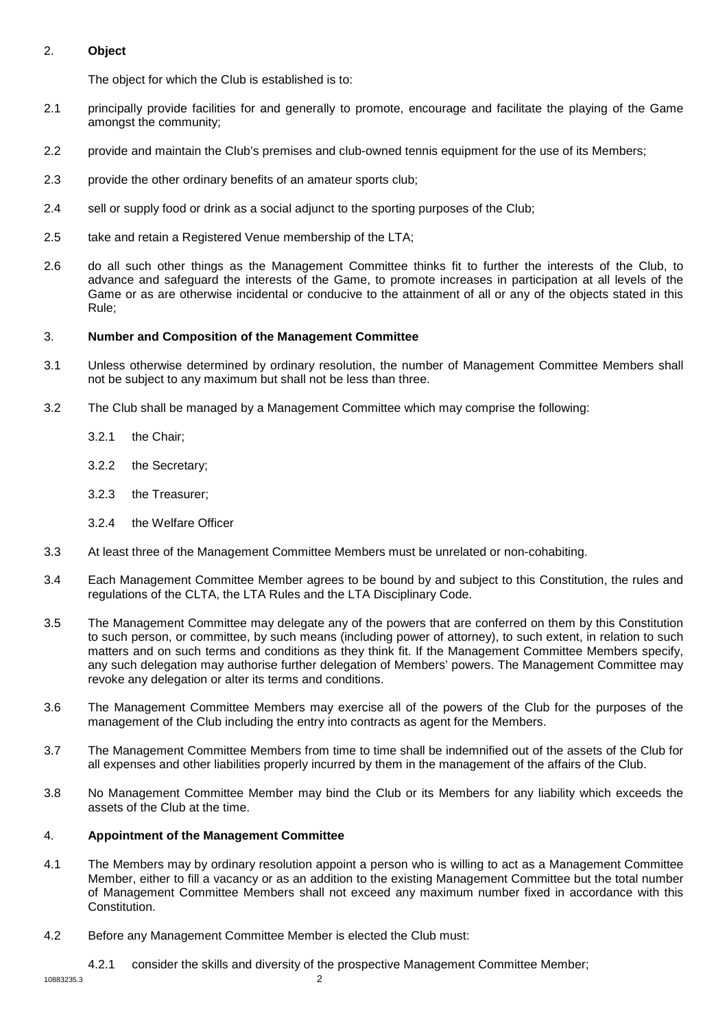## 2. **Object**

The object for which the Club is established is to:

2.1 principally provide facilities for and generally to promote, encourage and facilitate the playing of the Game amongst the community;

2.2 provide and maintain the Club's premises and club-owned tennis equipment for the use of its Members;

2.3 provide the other ordinary benefits of an amateur sports club;

2.4 sell or supply food or drink as a social adjunct to the sporting purposes of the Club;

2.5 take and retain a Registered Venue membership of the LTA;

2.6 do all such other things as the Management Committee thinks fit to further the interests of the Club, to advance and safeguard the interests of the Game, to promote increases in participation at all levels of the Game or as are otherwise incidental or conducive to the attainment of all or any of the objects stated in this Rule;

## 3. **Number and Composition of the Management Committee**

3.1 Unless otherwise determined by ordinary resolution, the number of Management Committee Members shall not be subject to any maximum but shall not be less than three.

3.2 The Club shall be managed by a Management Committee which may comprise the following:

3.2.1 the Chair;

3.2.2 the Secretary;

3.2.3 the Treasurer;

3.2.4 the Welfare Officer

3.3 At least three of the Management Committee Members must be unrelated or non-cohabiting.

3.4 Each Management Committee Member agrees to be bound by and subject to this Constitution, the rules and regulations of the CLTA, the LTA Rules and the LTA Disciplinary Code.

3.5 The Management Committee may delegate any of the powers that are conferred on them by this Constitution to such person, or committee, by such means (including power of attorney), to such extent, in relation to such matters and on such terms and conditions as they think fit. If the Management Committee Members specify, any such delegation may authorise further delegation of Members' powers. The Management Committee may revoke any delegation or alter its terms and conditions.

3.6 The Management Committee Members may exercise all of the powers of the Club for the purposes of the management of the Club including the entry into contracts as agent for the Members.

3.7 The Management Committee Members from time to time shall be indemnified out of the assets of the Club for all expenses and other liabilities properly incurred by them in the management of the affairs of the Club.

3.8 No Management Committee Member may bind the Club or its Members for any liability which exceeds the assets of the Club at the time.

## 4. **Appointment of the Management Committee**

4.1 The Members may by ordinary resolution appoint a person who is willing to act as a Management Committee Member, either to fill a vacancy or as an addition to the existing Management Committee but the total number of Management Committee Members shall not exceed any maximum number fixed in accordance with this Constitution.

4.2 Before any Management Committee Member is elected the Club must:

4.2.1 consider the skills and diversity of the prospective Management Committee Member;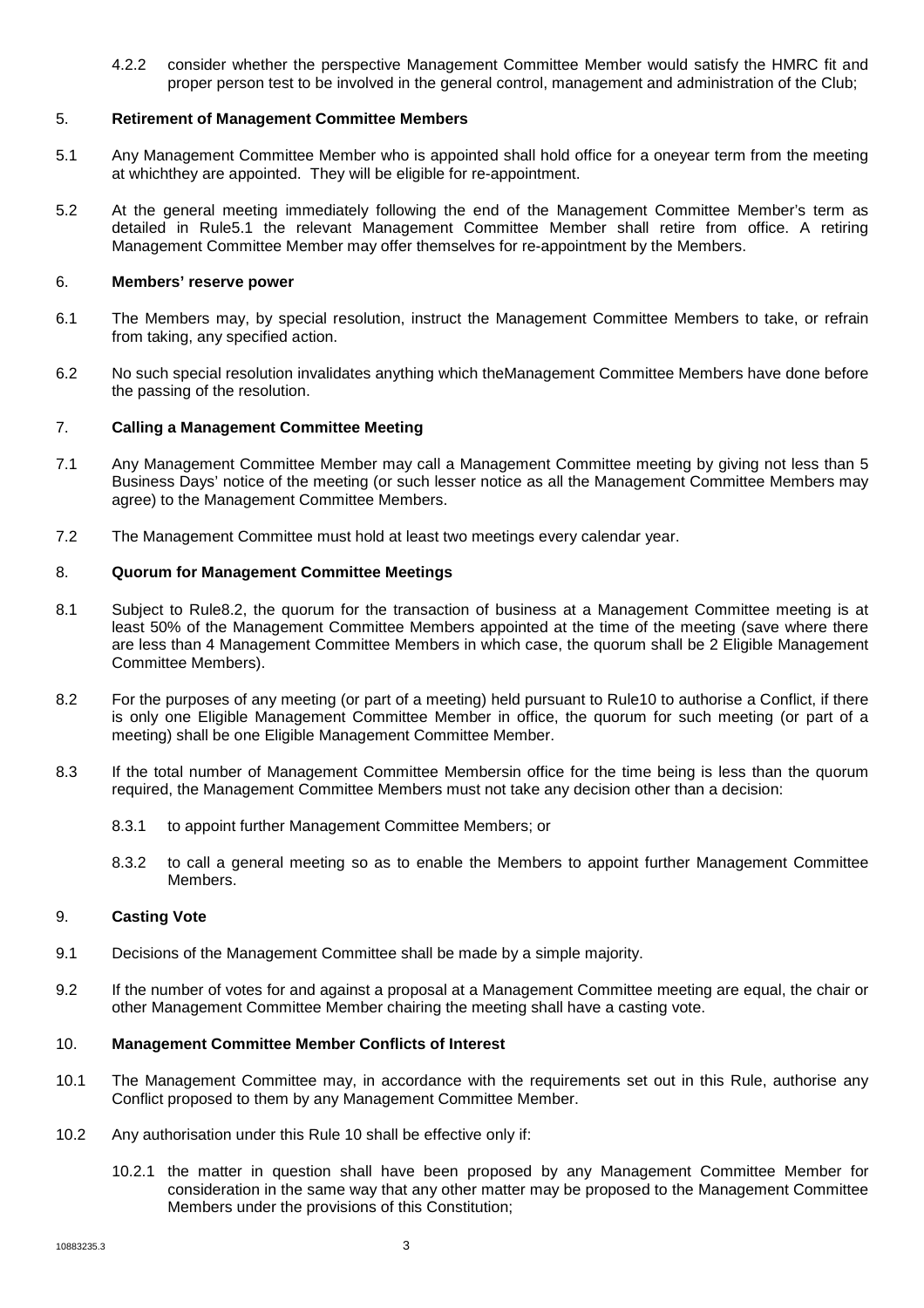4.2.2 consider whether the perspective Management Committee Member would satisfy the HMRC fit and proper person test to be involved in the general control, management and administration of the Club;

## 5. Retirement of Management Committee Members

5.1 Any Management Committee Member who is appointed shall hold office for a oneyear term from the meeting at whichthey are appointed. They will be eligible for re-appointment.

5.2 At the general meeting immediately following the end of the Management Committee Member's term as detailed in Rule5.1 the relevant Management Committee Member shall retire from office. A retiring Management Committee Member may offer themselves for re-appointment by the Members.

## 6. Members' reserve power

6.1 The Members may, by special resolution, instruct the Management Committee Members to take, or refrain from taking, any specified action.

6.2 No such special resolution invalidates anything which theManagement Committee Members have done before the passing of the resolution.

## 7. Calling a Management Committee Meeting

7.1 Any Management Committee Member may call a Management Committee meeting by giving not less than 5 Business Days' notice of the meeting (or such lesser notice as all the Management Committee Members may agree) to the Management Committee Members.

7.2 The Management Committee must hold at least two meetings every calendar year.

## 8. Quorum for Management Committee Meetings

8.1 Subject to Rule8.2, the quorum for the transaction of business at a Management Committee meeting is at least 50% of the Management Committee Members appointed at the time of the meeting (save where there are less than 4 Management Committee Members in which case, the quorum shall be 2 Eligible Management Committee Members).

8.2 For the purposes of any meeting (or part of a meeting) held pursuant to Rule10 to authorise a Conflict, if there is only one Eligible Management Committee Member in office, the quorum for such meeting (or part of a meeting) shall be one Eligible Management Committee Member.

8.3 If the total number of Management Committee Membersin office for the time being is less than the quorum required, the Management Committee Members must not take any decision other than a decision:

8.3.1 to appoint further Management Committee Members; or

8.3.2 to call a general meeting so as to enable the Members to appoint further Management Committee Members.

## 9. Casting Vote

9.1 Decisions of the Management Committee shall be made by a simple majority.

9.2 If the number of votes for and against a proposal at a Management Committee meeting are equal, the chair or other Management Committee Member chairing the meeting shall have a casting vote.

## 10. Management Committee Member Conflicts of Interest

10.1 The Management Committee may, in accordance with the requirements set out in this Rule, authorise any Conflict proposed to them by any Management Committee Member.

10.2 Any authorisation under this Rule 10 shall be effective only if:

10.2.1 the matter in question shall have been proposed by any Management Committee Member for consideration in the same way that any other matter may be proposed to the Management Committee Members under the provisions of this Constitution;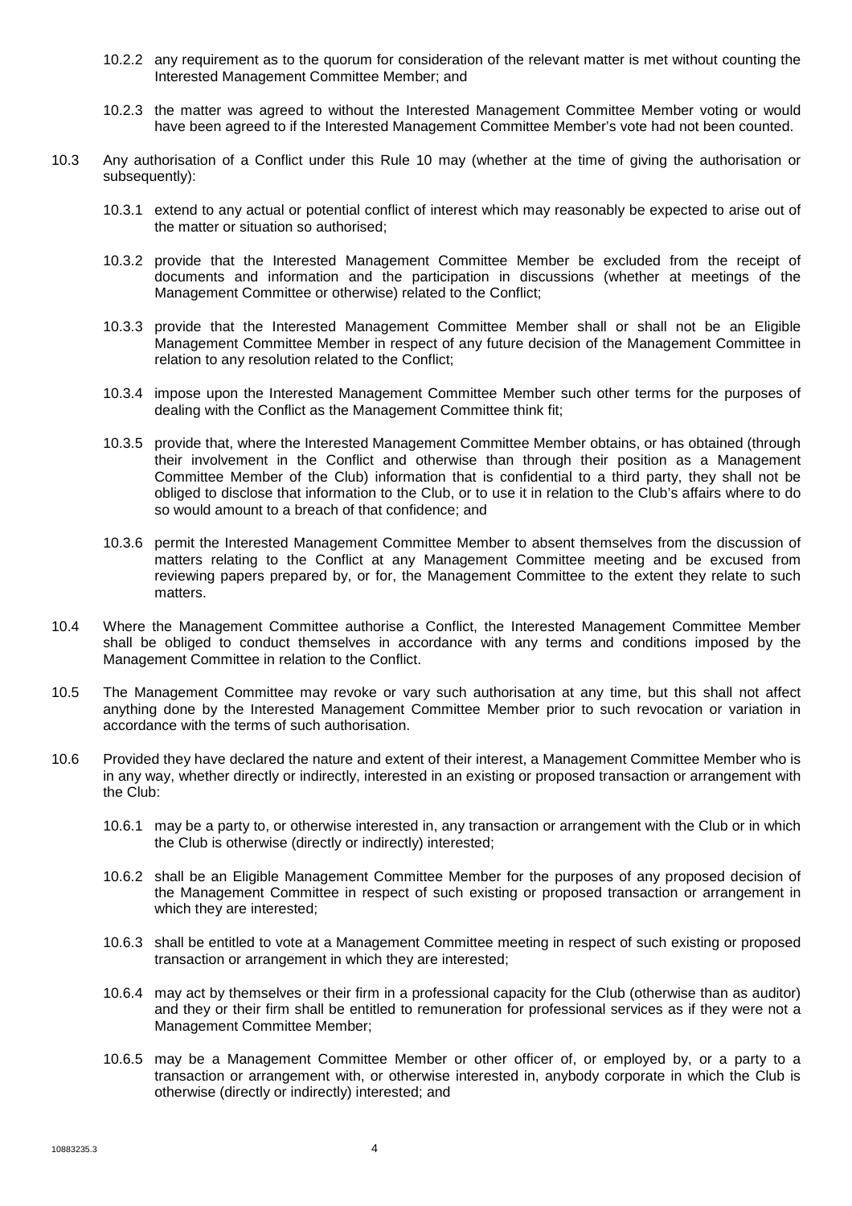10.2.2 any requirement as to the quorum for consideration of the relevant matter is met without counting the Interested Management Committee Member; and

10.2.3 the matter was agreed to without the Interested Management Committee Member voting or would have been agreed to if the Interested Management Committee Member's vote had not been counted.

10.3 Any authorisation of a Conflict under this Rule 10 may (whether at the time of giving the authorisation or subsequently):

10.3.1 extend to any actual or potential conflict of interest which may reasonably be expected to arise out of the matter or situation so authorised;

10.3.2 provide that the Interested Management Committee Member be excluded from the receipt of documents and information and the participation in discussions (whether at meetings of the Management Committee or otherwise) related to the Conflict;

10.3.3 provide that the Interested Management Committee Member shall or shall not be an Eligible Management Committee Member in respect of any future decision of the Management Committee in relation to any resolution related to the Conflict;

10.3.4 impose upon the Interested Management Committee Member such other terms for the purposes of dealing with the Conflict as the Management Committee think fit;

10.3.5 provide that, where the Interested Management Committee Member obtains, or has obtained (through their involvement in the Conflict and otherwise than through their position as a Management Committee Member of the Club) information that is confidential to a third party, they shall not be obliged to disclose that information to the Club, or to use it in relation to the Club's affairs where to do so would amount to a breach of that confidence; and

10.3.6 permit the Interested Management Committee Member to absent themselves from the discussion of matters relating to the Conflict at any Management Committee meeting and be excused from reviewing papers prepared by, or for, the Management Committee to the extent they relate to such matters.

10.4 Where the Management Committee authorise a Conflict, the Interested Management Committee Member shall be obliged to conduct themselves in accordance with any terms and conditions imposed by the Management Committee in relation to the Conflict.

10.5 The Management Committee may revoke or vary such authorisation at any time, but this shall not affect anything done by the Interested Management Committee Member prior to such revocation or variation in accordance with the terms of such authorisation.

10.6 Provided they have declared the nature and extent of their interest, a Management Committee Member who is in any way, whether directly or indirectly, interested in an existing or proposed transaction or arrangement with the Club:

10.6.1 may be a party to, or otherwise interested in, any transaction or arrangement with the Club or in which the Club is otherwise (directly or indirectly) interested;

10.6.2 shall be an Eligible Management Committee Member for the purposes of any proposed decision of the Management Committee in respect of such existing or proposed transaction or arrangement in which they are interested;

10.6.3 shall be entitled to vote at a Management Committee meeting in respect of such existing or proposed transaction or arrangement in which they are interested;

10.6.4 may act by themselves or their firm in a professional capacity for the Club (otherwise than as auditor) and they or their firm shall be entitled to remuneration for professional services as if they were not a Management Committee Member;

10.6.5 may be a Management Committee Member or other officer of, or employed by, or a party to a transaction or arrangement with, or otherwise interested in, anybody corporate in which the Club is otherwise (directly or indirectly) interested; and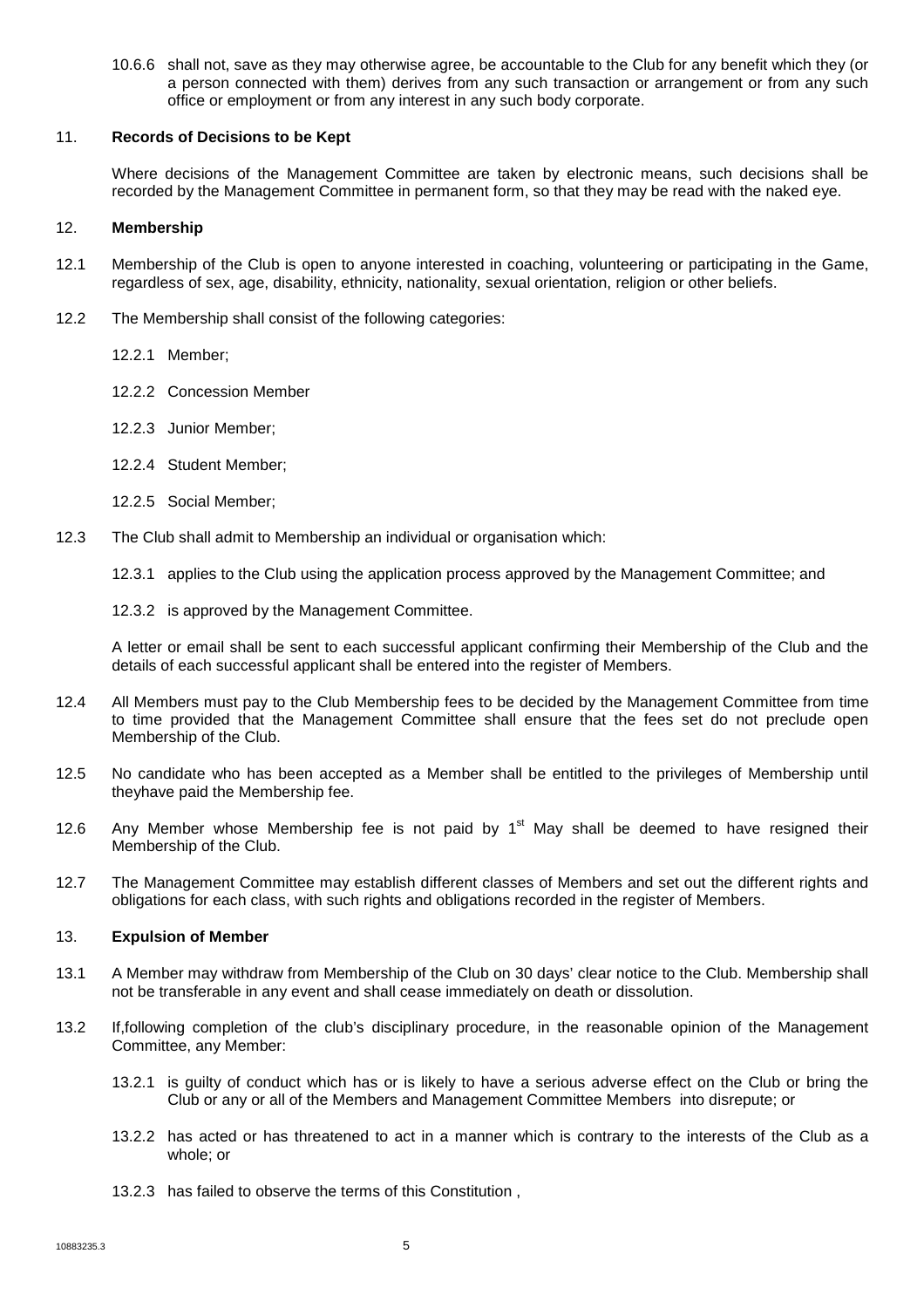10.6.6 shall not, save as they may otherwise agree, be accountable to the Club for any benefit which they (or a person connected with them) derives from any such transaction or arrangement or from any such office or employment or from any interest in any such body corporate.

## 11. Records of Decisions to be Kept

Where decisions of the Management Committee are taken by electronic means, such decisions shall be recorded by the Management Committee in permanent form, so that they may be read with the naked eye.

## 12. Membership

12.1 Membership of the Club is open to anyone interested in coaching, volunteering or participating in the Game, regardless of sex, age, disability, ethnicity, nationality, sexual orientation, religion or other beliefs.

12.2 The Membership shall consist of the following categories:

12.2.1 Member;

12.2.2 Concession Member

12.2.3 Junior Member;

12.2.4 Student Member;

12.2.5 Social Member;

12.3 The Club shall admit to Membership an individual or organisation which:

12.3.1 applies to the Club using the application process approved by the Management Committee; and

12.3.2 is approved by the Management Committee.

A letter or email shall be sent to each successful applicant confirming their Membership of the Club and the details of each successful applicant shall be entered into the register of Members.

12.4 All Members must pay to the Club Membership fees to be decided by the Management Committee from time to time provided that the Management Committee shall ensure that the fees set do not preclude open Membership of the Club.

12.5 No candidate who has been accepted as a Member shall be entitled to the privileges of Membership until theyhave paid the Membership fee.

12.6 Any Member whose Membership fee is not paid by 1st May shall be deemed to have resigned their Membership of the Club.

12.7 The Management Committee may establish different classes of Members and set out the different rights and obligations for each class, with such rights and obligations recorded in the register of Members.

## 13. Expulsion of Member

13.1 A Member may withdraw from Membership of the Club on 30 days' clear notice to the Club. Membership shall not be transferable in any event and shall cease immediately on death or dissolution.

13.2 If,following completion of the club's disciplinary procedure, in the reasonable opinion of the Management Committee, any Member:

13.2.1 is guilty of conduct which has or is likely to have a serious adverse effect on the Club or bring the Club or any or all of the Members and Management Committee Members into disrepute; or

13.2.2 has acted or has threatened to act in a manner which is contrary to the interests of the Club as a whole; or

13.2.3 has failed to observe the terms of this Constitution ,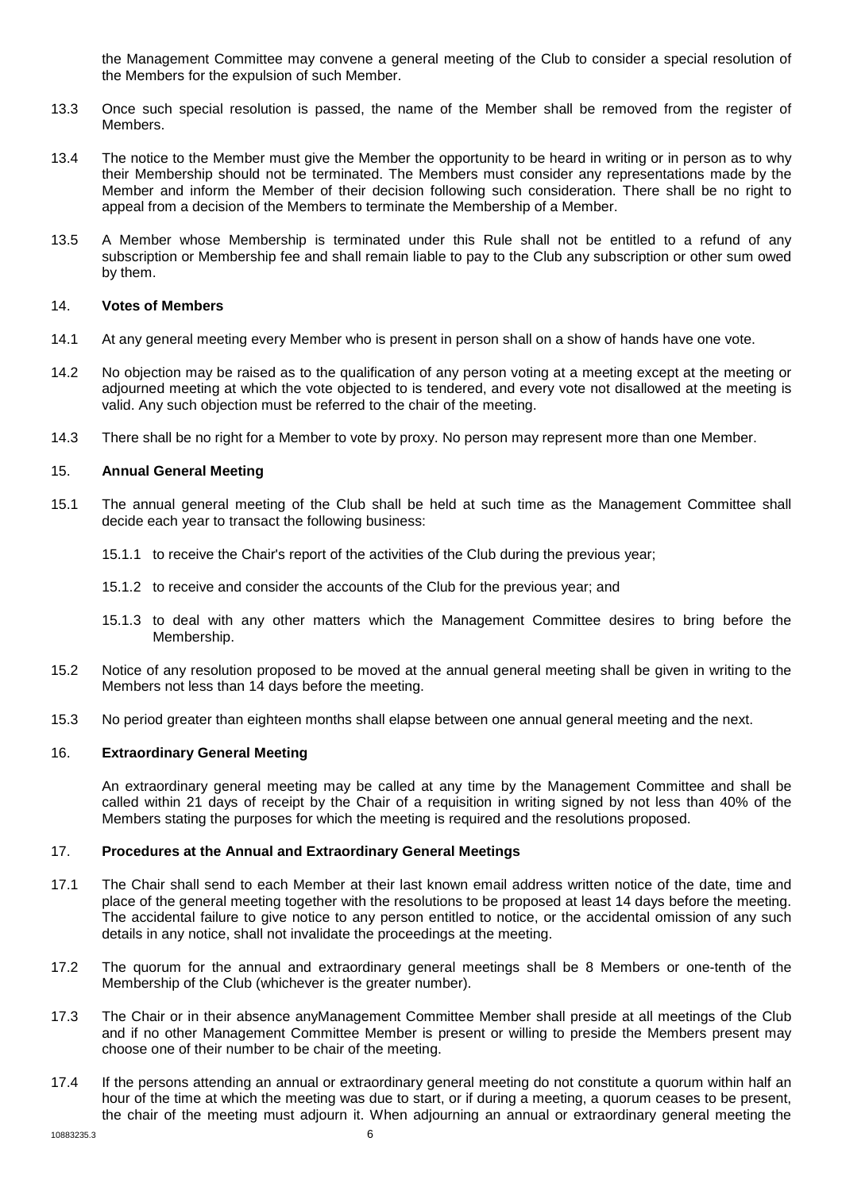the Management Committee may convene a general meeting of the Club to consider a special resolution of the Members for the expulsion of such Member.

13.3 Once such special resolution is passed, the name of the Member shall be removed from the register of Members.

13.4 The notice to the Member must give the Member the opportunity to be heard in writing or in person as to why their Membership should not be terminated. The Members must consider any representations made by the Member and inform the Member of their decision following such consideration. There shall be no right to appeal from a decision of the Members to terminate the Membership of a Member.

13.5 A Member whose Membership is terminated under this Rule shall not be entitled to a refund of any subscription or Membership fee and shall remain liable to pay to the Club any subscription or other sum owed by them.

## 14. **Votes of Members**

14.1 At any general meeting every Member who is present in person shall on a show of hands have one vote.

14.2 No objection may be raised as to the qualification of any person voting at a meeting except at the meeting or adjourned meeting at which the vote objected to is tendered, and every vote not disallowed at the meeting is valid. Any such objection must be referred to the chair of the meeting.

14.3 There shall be no right for a Member to vote by proxy. No person may represent more than one Member.

## 15. **Annual General Meeting**

15.1 The annual general meeting of the Club shall be held at such time as the Management Committee shall decide each year to transact the following business:

15.1.1 to receive the Chair's report of the activities of the Club during the previous year;

15.1.2 to receive and consider the accounts of the Club for the previous year; and

15.1.3 to deal with any other matters which the Management Committee desires to bring before the Membership.

15.2 Notice of any resolution proposed to be moved at the annual general meeting shall be given in writing to the Members not less than 14 days before the meeting.

15.3 No period greater than eighteen months shall elapse between one annual general meeting and the next.

## 16. **Extraordinary General Meeting**

An extraordinary general meeting may be called at any time by the Management Committee and shall be called within 21 days of receipt by the Chair of a requisition in writing signed by not less than 40% of the Members stating the purposes for which the meeting is required and the resolutions proposed.

## 17. **Procedures at the Annual and Extraordinary General Meetings**

17.1 The Chair shall send to each Member at their last known email address written notice of the date, time and place of the general meeting together with the resolutions to be proposed at least 14 days before the meeting. The accidental failure to give notice to any person entitled to notice, or the accidental omission of any such details in any notice, shall not invalidate the proceedings at the meeting.

17.2 The quorum for the annual and extraordinary general meetings shall be 8 Members or one-tenth of the Membership of the Club (whichever is the greater number).

17.3 The Chair or in their absence anyManagement Committee Member shall preside at all meetings of the Club and if no other Management Committee Member is present or willing to preside the Members present may choose one of their number to be chair of the meeting.

17.4 If the persons attending an annual or extraordinary general meeting do not constitute a quorum within half an hour of the time at which the meeting was due to start, or if during a meeting, a quorum ceases to be present, the chair of the meeting must adjourn it. When adjourning an annual or extraordinary general meeting the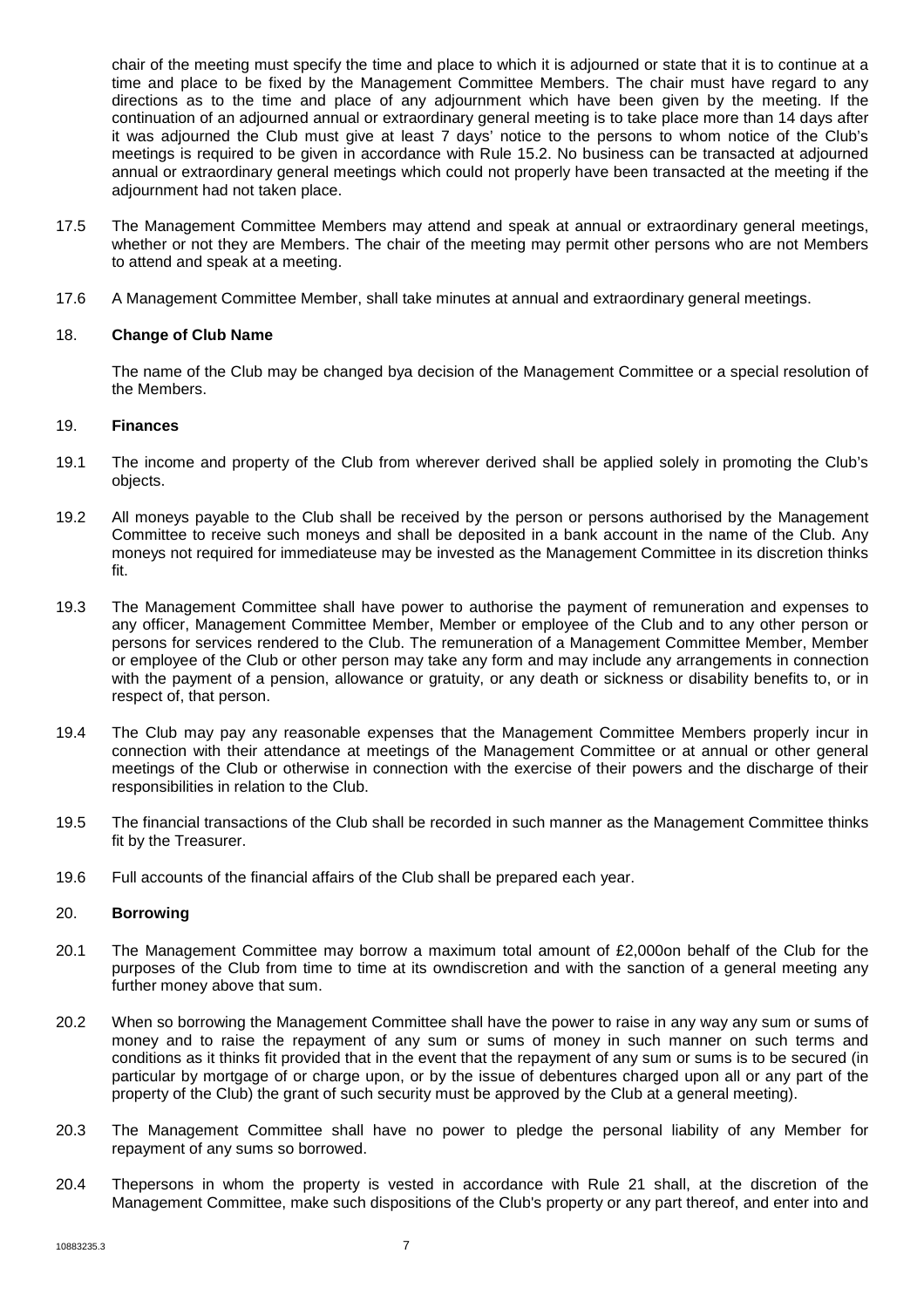chair of the meeting must specify the time and place to which it is adjourned or state that it is to continue at a time and place to be fixed by the Management Committee Members. The chair must have regard to any directions as to the time and place of any adjournment which have been given by the meeting. If the continuation of an adjourned annual or extraordinary general meeting is to take place more than 14 days after it was adjourned the Club must give at least 7 days' notice to the persons to whom notice of the Club's meetings is required to be given in accordance with Rule 15.2. No business can be transacted at adjourned annual or extraordinary general meetings which could not properly have been transacted at the meeting if the adjournment had not taken place.

17.5 The Management Committee Members may attend and speak at annual or extraordinary general meetings, whether or not they are Members. The chair of the meeting may permit other persons who are not Members to attend and speak at a meeting.

17.6 A Management Committee Member, shall take minutes at annual and extraordinary general meetings.

## 18. **Change of Club Name**

The name of the Club may be changed bya decision of the Management Committee or a special resolution of the Members.

## 19. **Finances**

19.1 The income and property of the Club from wherever derived shall be applied solely in promoting the Club's objects.

19.2 All moneys payable to the Club shall be received by the person or persons authorised by the Management Committee to receive such moneys and shall be deposited in a bank account in the name of the Club. Any moneys not required for immediateuse may be invested as the Management Committee in its discretion thinks fit.

19.3 The Management Committee shall have power to authorise the payment of remuneration and expenses to any officer, Management Committee Member, Member or employee of the Club and to any other person or persons for services rendered to the Club. The remuneration of a Management Committee Member, Member or employee of the Club or other person may take any form and may include any arrangements in connection with the payment of a pension, allowance or gratuity, or any death or sickness or disability benefits to, or in respect of, that person.

19.4 The Club may pay any reasonable expenses that the Management Committee Members properly incur in connection with their attendance at meetings of the Management Committee or at annual or other general meetings of the Club or otherwise in connection with the exercise of their powers and the discharge of their responsibilities in relation to the Club.

19.5 The financial transactions of the Club shall be recorded in such manner as the Management Committee thinks fit by the Treasurer.

19.6 Full accounts of the financial affairs of the Club shall be prepared each year.

## 20. **Borrowing**

20.1 The Management Committee may borrow a maximum total amount of £2,000on behalf of the Club for the purposes of the Club from time to time at its owndiscretion and with the sanction of a general meeting any further money above that sum.

20.2 When so borrowing the Management Committee shall have the power to raise in any way any sum or sums of money and to raise the repayment of any sum or sums of money in such manner on such terms and conditions as it thinks fit provided that in the event that the repayment of any sum or sums is to be secured (in particular by mortgage of or charge upon, or by the issue of debentures charged upon all or any part of the property of the Club) the grant of such security must be approved by the Club at a general meeting).

20.3 The Management Committee shall have no power to pledge the personal liability of any Member for repayment of any sums so borrowed.

20.4 Thepersons in whom the property is vested in accordance with Rule 21 shall, at the discretion of the Management Committee, make such dispositions of the Club's property or any part thereof, and enter into and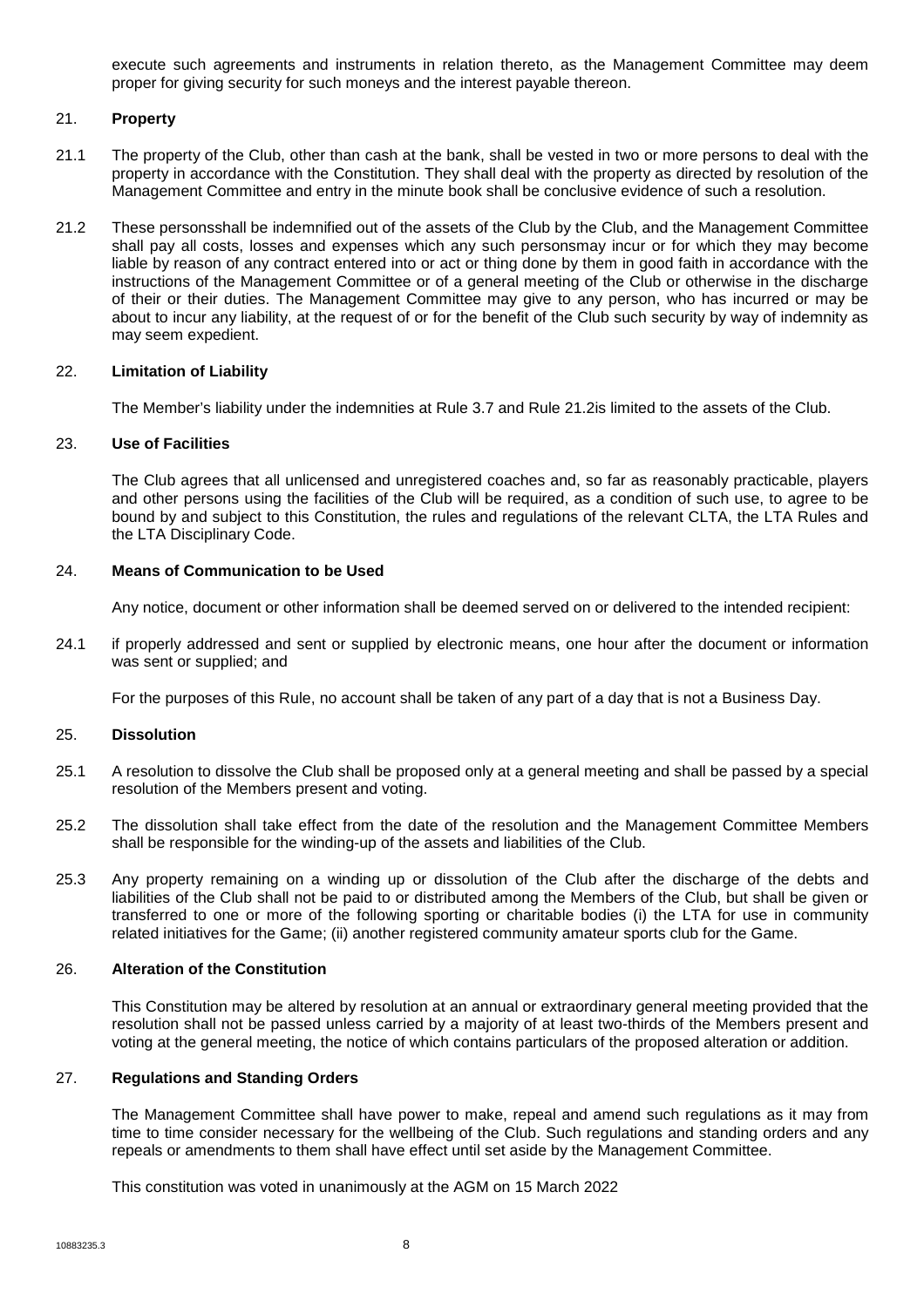execute such agreements and instruments in relation thereto, as the Management Committee may deem proper for giving security for such moneys and the interest payable thereon.

## 21. Property

21.1 The property of the Club, other than cash at the bank, shall be vested in two or more persons to deal with the property in accordance with the Constitution. They shall deal with the property as directed by resolution of the Management Committee and entry in the minute book shall be conclusive evidence of such a resolution.

21.2 These personsshall be indemnified out of the assets of the Club by the Club, and the Management Committee shall pay all costs, losses and expenses which any such personsmay incur or for which they may become liable by reason of any contract entered into or act or thing done by them in good faith in accordance with the instructions of the Management Committee or of a general meeting of the Club or otherwise in the discharge of their or their duties. The Management Committee may give to any person, who has incurred or may be about to incur any liability, at the request of or for the benefit of the Club such security by way of indemnity as may seem expedient.

## 22. Limitation of Liability

The Member's liability under the indemnities at Rule 3.7 and Rule 21.2is limited to the assets of the Club.

## 23. Use of Facilities

The Club agrees that all unlicensed and unregistered coaches and, so far as reasonably practicable, players and other persons using the facilities of the Club will be required, as a condition of such use, to agree to be bound by and subject to this Constitution, the rules and regulations of the relevant CLTA, the LTA Rules and the LTA Disciplinary Code.

## 24. Means of Communication to be Used

Any notice, document or other information shall be deemed served on or delivered to the intended recipient:

24.1 if properly addressed and sent or supplied by electronic means, one hour after the document or information was sent or supplied; and

For the purposes of this Rule, no account shall be taken of any part of a day that is not a Business Day.

## 25. Dissolution

25.1 A resolution to dissolve the Club shall be proposed only at a general meeting and shall be passed by a special resolution of the Members present and voting.

25.2 The dissolution shall take effect from the date of the resolution and the Management Committee Members shall be responsible for the winding-up of the assets and liabilities of the Club.

25.3 Any property remaining on a winding up or dissolution of the Club after the discharge of the debts and liabilities of the Club shall not be paid to or distributed among the Members of the Club, but shall be given or transferred to one or more of the following sporting or charitable bodies (i) the LTA for use in community related initiatives for the Game; (ii) another registered community amateur sports club for the Game.

## 26. Alteration of the Constitution

This Constitution may be altered by resolution at an annual or extraordinary general meeting provided that the resolution shall not be passed unless carried by a majority of at least two-thirds of the Members present and voting at the general meeting, the notice of which contains particulars of the proposed alteration or addition.

## 27. Regulations and Standing Orders

The Management Committee shall have power to make, repeal and amend such regulations as it may from time to time consider necessary for the wellbeing of the Club. Such regulations and standing orders and any repeals or amendments to them shall have effect until set aside by the Management Committee.

This constitution was voted in unanimously at the AGM on 15 March 2022